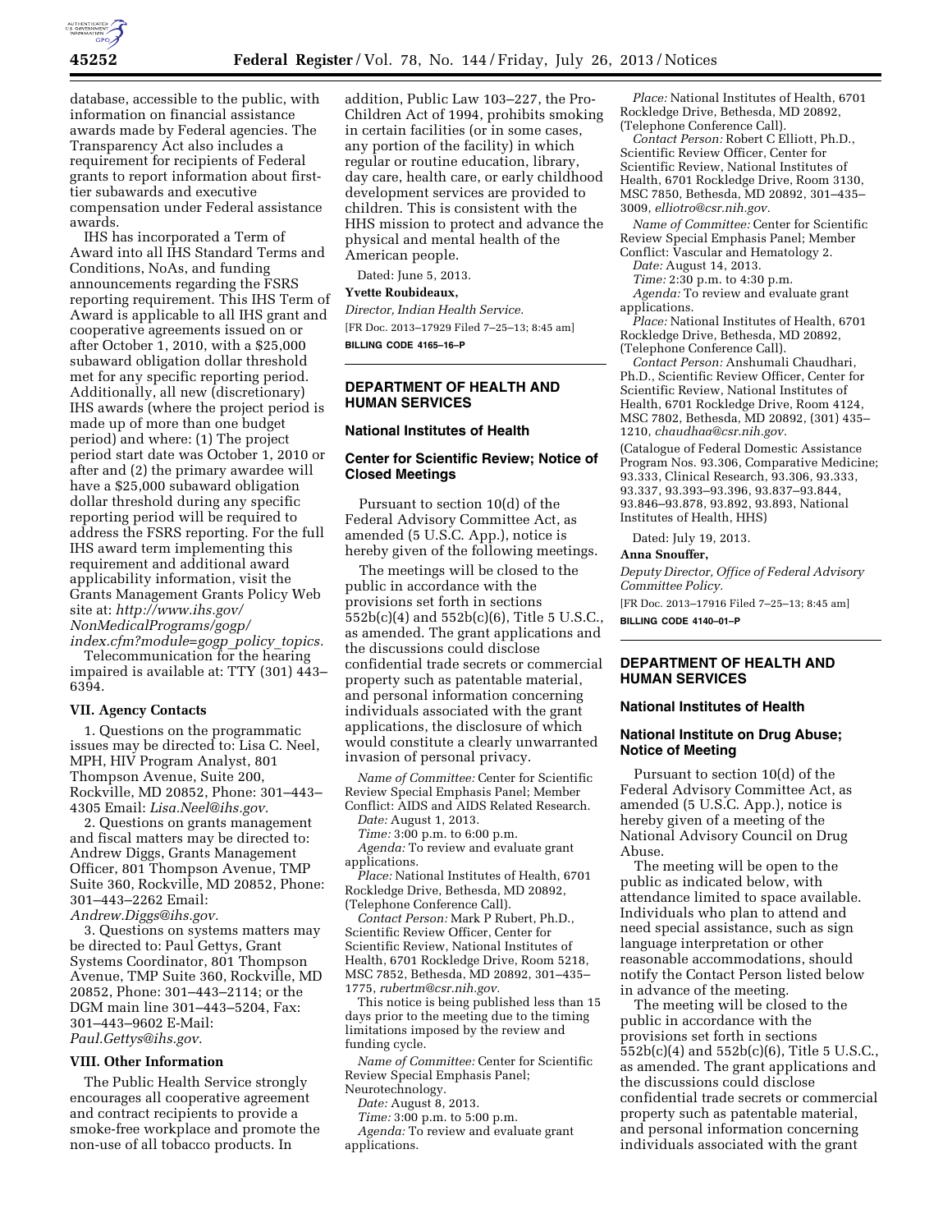database, accessible to the public, with information on financial assistance awards made by Federal agencies. The Transparency Act also includes a requirement for recipients of Federal grants to report information about first-tier subawards and executive compensation under Federal assistance awards.

IHS has incorporated a Term of Award into all IHS Standard Terms and Conditions, NoAs, and funding announcements regarding the FSRS reporting requirement. This IHS Term of Award is applicable to all IHS grant and cooperative agreements issued on or after October 1, 2010, with a $25,000 subaward obligation dollar threshold met for any specific reporting period. Additionally, all new (discretionary) IHS awards (where the project period is made up of more than one budget period) and where: (1) The project period start date was October 1, 2010 or after and (2) the primary awardee will have a $25,000 subaward obligation dollar threshold during any specific reporting period will be required to address the FSRS reporting. For the full IHS award term implementing this requirement and additional award applicability information, visit the Grants Management Grants Policy Web site at: *http://www.ihs.gov/NonMedicalPrograms/gogp/index.cfm?module=gogp_policy_topics.*

Telecommunication for the hearing impaired is available at: TTY (301) 443–6394.

### VII. Agency Contacts

1. Questions on the programmatic issues may be directed to: Lisa C. Neel, MPH, HIV Program Analyst, 801 Thompson Avenue, Suite 200, Rockville, MD 20852, Phone: 301–443–4305 Email: *Lisa.Neel@ihs.gov.*

2. Questions on grants management and fiscal matters may be directed to: Andrew Diggs, Grants Management Officer, 801 Thompson Avenue, TMP Suite 360, Rockville, MD 20852, Phone: 301–443–2262 Email: *Andrew.Diggs@ihs.gov.*

3. Questions on systems matters may be directed to: Paul Gettys, Grant Systems Coordinator, 801 Thompson Avenue, TMP Suite 360, Rockville, MD 20852, Phone: 301–443–2114; or the DGM main line 301–443–5204, Fax: 301–443–9602 E-Mail: *Paul.Gettys@ihs.gov.*

### VIII. Other Information

The Public Health Service strongly encourages all cooperative agreement and contract recipients to provide a smoke-free workplace and promote the non-use of all tobacco products. In addition, Public Law 103–227, the Pro-Children Act of 1994, prohibits smoking in certain facilities (or in some cases, any portion of the facility) in which regular or routine education, library, day care, health care, or early childhood development services are provided to children. This is consistent with the HHS mission to protect and advance the physical and mental health of the American people.

Dated: June 5, 2013.

**Yvette Roubideaux,**

*Director, Indian Health Service.*

[FR Doc. 2013–17929 Filed 7–25–13; 8:45 am]

**BILLING CODE 4165–16–P**

---

## DEPARTMENT OF HEALTH AND HUMAN SERVICES

### National Institutes of Health

### Center for Scientific Review; Notice of Closed Meetings

Pursuant to section 10(d) of the Federal Advisory Committee Act, as amended (5 U.S.C. App.), notice is hereby given of the following meetings.

The meetings will be closed to the public in accordance with the provisions set forth in sections 552b(c)(4) and 552b(c)(6), Title 5 U.S.C., as amended. The grant applications and the discussions could disclose confidential trade secrets or commercial property such as patentable material, and personal information concerning individuals associated with the grant applications, the disclosure of which would constitute a clearly unwarranted invasion of personal privacy.

*Name of Committee:* Center for Scientific Review Special Emphasis Panel; Member Conflict: AIDS and AIDS Related Research.

*Date:* August 1, 2013.

*Time:* 3:00 p.m. to 6:00 p.m.

*Agenda:* To review and evaluate grant applications.

*Place:* National Institutes of Health, 6701 Rockledge Drive, Bethesda, MD 20892, (Telephone Conference Call).

*Contact Person:* Mark P Rubert, Ph.D., Scientific Review Officer, Center for Scientific Review, National Institutes of Health, 6701 Rockledge Drive, Room 5218, MSC 7852, Bethesda, MD 20892, 301–435–1775, *rubertm@csr.nih.gov.*

This notice is being published less than 15 days prior to the meeting due to the timing limitations imposed by the review and funding cycle.

*Name of Committee:* Center for Scientific Review Special Emphasis Panel; Neurotechnology.

*Date:* August 8, 2013.

*Time:* 3:00 p.m. to 5:00 p.m.

*Agenda:* To review and evaluate grant applications.

*Place:* National Institutes of Health, 6701 Rockledge Drive, Bethesda, MD 20892, (Telephone Conference Call).

*Contact Person:* Robert C Elliott, Ph.D., Scientific Review Officer, Center for Scientific Review, National Institutes of Health, 6701 Rockledge Drive, Room 3130, MSC 7850, Bethesda, MD 20892, 301–435–3009, *elliotro@csr.nih.gov.*

*Name of Committee:* Center for Scientific Review Special Emphasis Panel; Member Conflict: Vascular and Hematology 2.

*Date:* August 14, 2013.

*Time:* 2:30 p.m. to 4:30 p.m.

*Agenda:* To review and evaluate grant applications.

*Place:* National Institutes of Health, 6701 Rockledge Drive, Bethesda, MD 20892, (Telephone Conference Call).

*Contact Person:* Anshumali Chaudhari, Ph.D., Scientific Review Officer, Center for Scientific Review, National Institutes of Health, 6701 Rockledge Drive, Room 4124, MSC 7802, Bethesda, MD 20892, (301) 435–1210, *chaudhaa@csr.nih.gov.*

(Catalogue of Federal Domestic Assistance Program Nos. 93.306, Comparative Medicine; 93.333, Clinical Research, 93.306, 93.333, 93.337, 93.393–93.396, 93.837–93.844, 93.846–93.878, 93.892, 93.893, National Institutes of Health, HHS)

Dated: July 19, 2013.

**Anna Snouffer,**

*Deputy Director, Office of Federal Advisory Committee Policy.*

[FR Doc. 2013–17916 Filed 7–25–13; 8:45 am]

**BILLING CODE 4140–01–P**

---

## DEPARTMENT OF HEALTH AND HUMAN SERVICES

### National Institutes of Health

### National Institute on Drug Abuse; Notice of Meeting

Pursuant to section 10(d) of the Federal Advisory Committee Act, as amended (5 U.S.C. App.), notice is hereby given of a meeting of the National Advisory Council on Drug Abuse.

The meeting will be open to the public as indicated below, with attendance limited to space available. Individuals who plan to attend and need special assistance, such as sign language interpretation or other reasonable accommodations, should notify the Contact Person listed below in advance of the meeting.

The meeting will be closed to the public in accordance with the provisions set forth in sections 552b(c)(4) and 552b(c)(6), Title 5 U.S.C., as amended. The grant applications and the discussions could disclose confidential trade secrets or commercial property such as patentable material, and personal information concerning individuals associated with the grant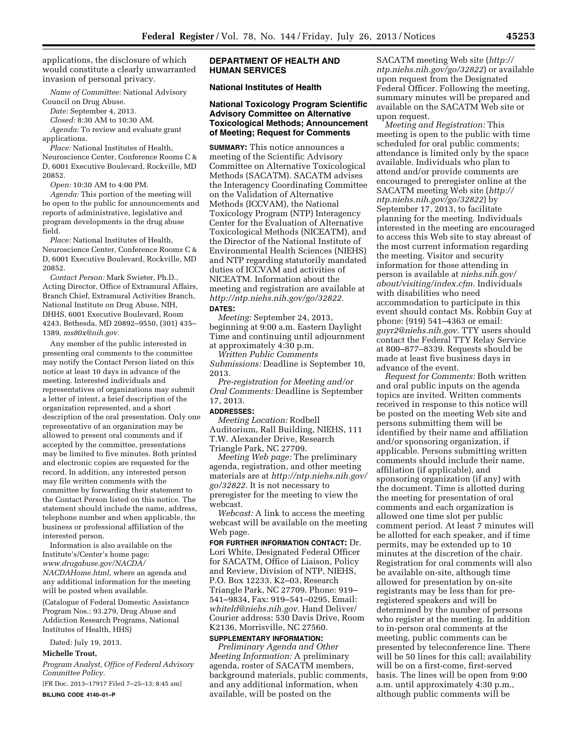applications, the disclosure of which would constitute a clearly unwarranted invasion of personal privacy.

*Name of Committee:* National Advisory Council on Drug Abuse.

*Date:* September 4, 2013.

*Closed:* 8:30 AM to 10:30 AM.

*Agenda:* To review and evaluate grant applications.

*Place:* National Institutes of Health, Neuroscience Center, Conference Rooms C & D, 6001 Executive Boulevard, Rockville, MD 20852.

*Open:* 10:30 AM to 4:00 PM.

*Agenda:* This portion of the meeting will be open to the public for announcements and reports of administrative, legislative and program developments in the drug abuse field.

*Place:* National Institutes of Health, Neuroscience Center, Conference Rooms C & D, 6001 Executive Boulevard, Rockville, MD 20852.

*Contact Person:* Mark Swieter, Ph.D., Acting Director, Office of Extramural Affairs, Branch Chief, Extramural Activities Branch, National Institute on Drug Abuse, NIH, DHHS, 6001 Executive Boulevard, Room 4243, Bethesda, MD 20892–9550, (301) 435–1389, *ms80x@nih.gov*.

Any member of the public interested in presenting oral comments to the committee may notify the Contact Person listed on this notice at least 10 days in advance of the meeting. Interested individuals and representatives of organizations may submit a letter of intent, a brief description of the organization represented, and a short description of the oral presentation. Only one representative of an organization may be allowed to present oral comments and if accepted by the committee, presentations may be limited to five minutes. Both printed and electronic copies are requested for the record. In addition, any interested person may file written comments with the committee by forwarding their statement to the Contact Person listed on this notice. The statement should include the name, address, telephone number and when applicable, the business or professional affiliation of the interested person.

Information is also available on the Institute's/Center's home page: *www.drugabuse.gov/NACDA/NACDAHome.html,* where an agenda and any additional information for the meeting will be posted when available.

(Catalogue of Federal Domestic Assistance Program Nos.: 93.279, Drug Abuse and Addiction Research Programs, National Institutes of Health, HHS)

Dated: July 19, 2013.

**Michelle Trout,**

*Program Analyst, Office of Federal Advisory Committee Policy.*

[FR Doc. 2013–17917 Filed 7–25–13; 8:45 am]

**BILLING CODE 4140–01–P**

## DEPARTMENT OF HEALTH AND HUMAN SERVICES

### National Institutes of Health

### National Toxicology Program Scientific Advisory Committee on Alternative Toxicological Methods; Announcement of Meeting; Request for Comments

**SUMMARY:** This notice announces a meeting of the Scientific Advisory Committee on Alternative Toxicological Methods (SACATM). SACATM advises the Interagency Coordinating Committee on the Validation of Alternative Methods (ICCVAM), the National Toxicology Program (NTP) Interagency Center for the Evaluation of Alternative Toxicological Methods (NICEATM), and the Director of the National Institute of Environmental Health Sciences (NIEHS) and NTP regarding statutorily mandated duties of ICCVAM and activities of NICEATM. Information about the meeting and registration are available at *http://ntp.niehs.nih.gov/go/32822.*

**DATES:**

*Meeting:* September 24, 2013, beginning at 9:00 a.m. Eastern Daylight Time and continuing until adjournment at approximately 4:30 p.m.

*Written Public Comments Submissions:* Deadline is September 10, 2013.

*Pre-registration for Meeting and/or Oral Comments:* Deadline is September 17, 2013.

**ADDRESSES:**

*Meeting Location:* Rodbell Auditorium, Rall Building, NIEHS, 111 T.W. Alexander Drive, Research Triangle Park, NC 27709.

*Meeting Web page:* The preliminary agenda, registration, and other meeting materials are at *http://ntp.niehs.nih.gov/go/32822.* It is not necessary to preregister for the meeting to view the webcast.

*Webcast:* A link to access the meeting webcast will be available on the meeting Web page.

**FOR FURTHER INFORMATION CONTACT:** Dr. Lori White, Designated Federal Officer for SACATM, Office of Liaison, Policy and Review, Division of NTP, NIEHS, P.O. Box 12233, K2–03, Research Triangle Park, NC 27709. Phone: 919–541–9834, Fax: 919–541–0295, Email: *whiteld@niehs.nih.gov.* Hand Deliver/Courier address: 530 Davis Drive, Room K2136, Morrisville, NC 27560.

**SUPPLEMENTARY INFORMATION:**

*Preliminary Agenda and Other Meeting Information:* A preliminary agenda, roster of SACATM members, background materials, public comments, and any additional information, when available, will be posted on the SACATM meeting Web site (*http://ntp.niehs.nih.gov/go/32822*) or available upon request from the Designated Federal Officer. Following the meeting, summary minutes will be prepared and available on the SACATM Web site or upon request.

*Meeting and Registration:* This meeting is open to the public with time scheduled for oral public comments; attendance is limited only by the space available. Individuals who plan to attend and/or provide comments are encouraged to preregister online at the SACATM meeting Web site (*http://ntp.niehs.nih.gov/go/32822*) by September 17, 2013, to facilitate planning for the meeting. Individuals interested in the meeting are encouraged to access this Web site to stay abreast of the most current information regarding the meeting. Visitor and security information for those attending in person is available at *niehs.nih.gov/about/visiting/index.cfm.* Individuals with disabilities who need accommodation to participate in this event should contact Ms. Robbin Guy at phone: (919) 541–4363 or email: *guyr2@niehs.nih.gov.* TTY users should contact the Federal TTY Relay Service at 800–877–8339. Requests should be made at least five business days in advance of the event.

*Request for Comments:* Both written and oral public inputs on the agenda topics are invited. Written comments received in response to this notice will be posted on the meeting Web site and persons submitting them will be identified by their name and affiliation and/or sponsoring organization, if applicable. Persons submitting written comments should include their name, affiliation (if applicable), and sponsoring organization (if any) with the document. Time is allotted during the meeting for presentation of oral comments and each organization is allowed one time slot per public comment period. At least 7 minutes will be allotted for each speaker, and if time permits, may be extended up to 10 minutes at the discretion of the chair. Registration for oral comments will also be available on-site, although time allowed for presentation by on-site registrants may be less than for pre-registered speakers and will be determined by the number of persons who register at the meeting. In addition to in-person oral comments at the meeting, public comments can be presented by teleconference line. There will be 50 lines for this call; availability will be on a first-come, first-served basis. The lines will be open from 9:00 a.m. until approximately 4:30 p.m., although public comments will be